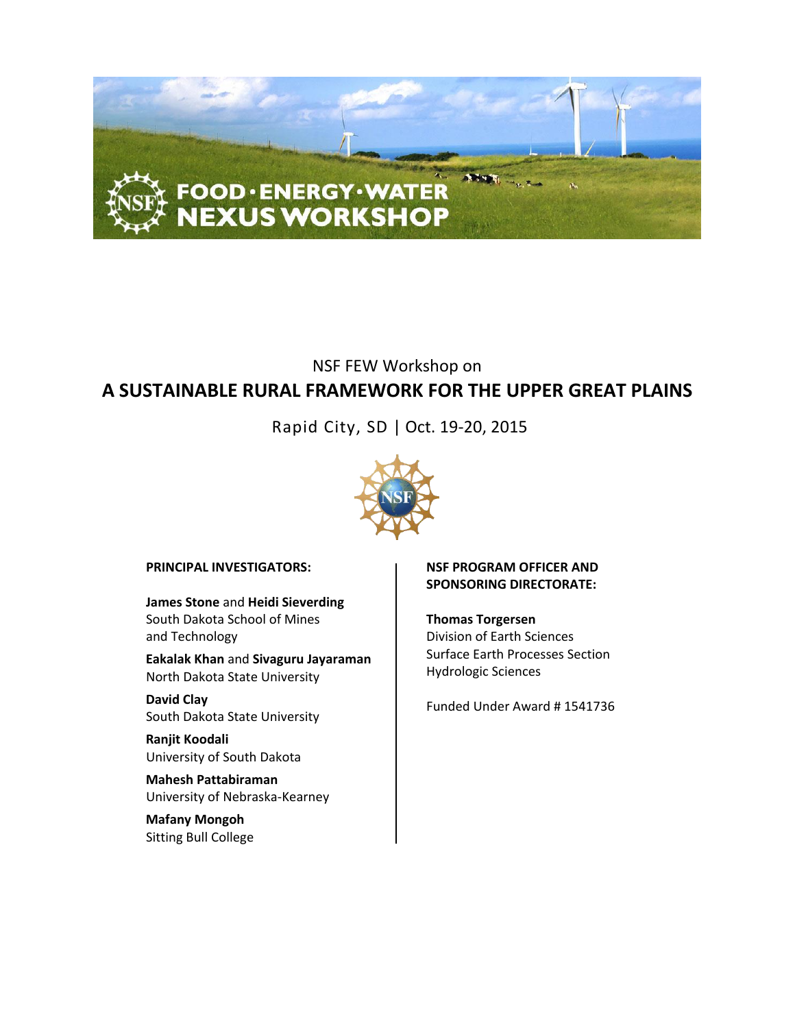# FOOD · ENERGY · WATER NEXUS WORKSHOP

NSF FEW Workshop on

# A SUSTAINABLE RURAL FRAMEWORK FOR THE UPPER GREAT PLAINS

Rapid City, SD | Oct. 19-20, 2015

**PRINCIPAL INVESTIGATORS:**

**James Stone** and **Heidi Sieverding**
South Dakota School of Mines and Technology

**Eakalak Khan** and **Sivaguru Jayaraman**
North Dakota State University

**David Clay**
South Dakota State University

**Ranjit Koodali**
University of South Dakota

**Mahesh Pattabiraman**
University of Nebraska-Kearney

**Mafany Mongoh**
Sitting Bull College

**NSF PROGRAM OFFICER AND SPONSORING DIRECTORATE:**

**Thomas Torgersen**
Division of Earth Sciences
Surface Earth Processes Section
Hydrologic Sciences

Funded Under Award # 1541736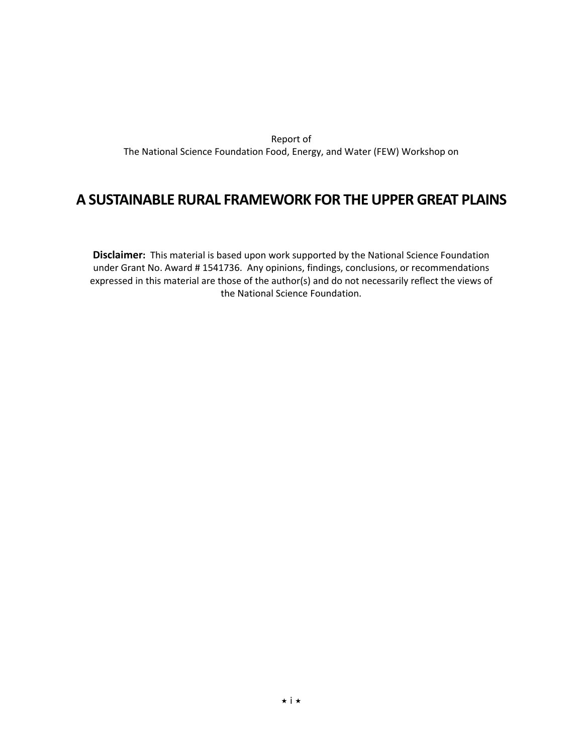Report of
The National Science Foundation Food, Energy, and Water (FEW) Workshop on

# A SUSTAINABLE RURAL FRAMEWORK FOR THE UPPER GREAT PLAINS

**Disclaimer:** This material is based upon work supported by the National Science Foundation under Grant No. Award # 1541736. Any opinions, findings, conclusions, or recommendations expressed in this material are those of the author(s) and do not necessarily reflect the views of the National Science Foundation.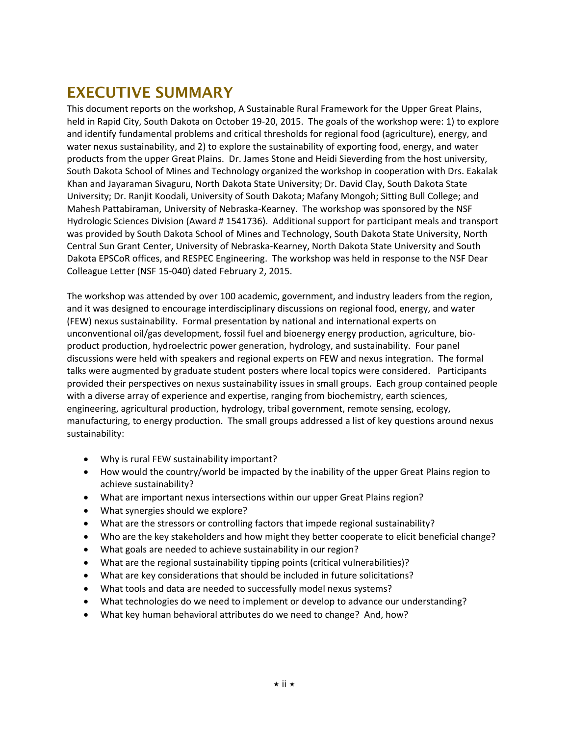# EXECUTIVE SUMMARY

This document reports on the workshop, A Sustainable Rural Framework for the Upper Great Plains, held in Rapid City, South Dakota on October 19-20, 2015. The goals of the workshop were: 1) to explore and identify fundamental problems and critical thresholds for regional food (agriculture), energy, and water nexus sustainability, and 2) to explore the sustainability of exporting food, energy, and water products from the upper Great Plains. Dr. James Stone and Heidi Sieverding from the host university, South Dakota School of Mines and Technology organized the workshop in cooperation with Drs. Eakalak Khan and Jayaraman Sivaguru, North Dakota State University; Dr. David Clay, South Dakota State University; Dr. Ranjit Koodali, University of South Dakota; Mafany Mongoh; Sitting Bull College; and Mahesh Pattabiraman, University of Nebraska-Kearney. The workshop was sponsored by the NSF Hydrologic Sciences Division (Award # 1541736). Additional support for participant meals and transport was provided by South Dakota School of Mines and Technology, South Dakota State University, North Central Sun Grant Center, University of Nebraska-Kearney, North Dakota State University and South Dakota EPSCoR offices, and RESPEC Engineering. The workshop was held in response to the NSF Dear Colleague Letter (NSF 15-040) dated February 2, 2015.

The workshop was attended by over 100 academic, government, and industry leaders from the region, and it was designed to encourage interdisciplinary discussions on regional food, energy, and water (FEW) nexus sustainability. Formal presentation by national and international experts on unconventional oil/gas development, fossil fuel and bioenergy energy production, agriculture, bio-product production, hydroelectric power generation, hydrology, and sustainability. Four panel discussions were held with speakers and regional experts on FEW and nexus integration. The formal talks were augmented by graduate student posters where local topics were considered. Participants provided their perspectives on nexus sustainability issues in small groups. Each group contained people with a diverse array of experience and expertise, ranging from biochemistry, earth sciences, engineering, agricultural production, hydrology, tribal government, remote sensing, ecology, manufacturing, to energy production. The small groups addressed a list of key questions around nexus sustainability:

- Why is rural FEW sustainability important?
- How would the country/world be impacted by the inability of the upper Great Plains region to achieve sustainability?
- What are important nexus intersections within our upper Great Plains region?
- What synergies should we explore?
- What are the stressors or controlling factors that impede regional sustainability?
- Who are the key stakeholders and how might they better cooperate to elicit beneficial change?
- What goals are needed to achieve sustainability in our region?
- What are the regional sustainability tipping points (critical vulnerabilities)?
- What are key considerations that should be included in future solicitations?
- What tools and data are needed to successfully model nexus systems?
- What technologies do we need to implement or develop to advance our understanding?
- What key human behavioral attributes do we need to change? And, how?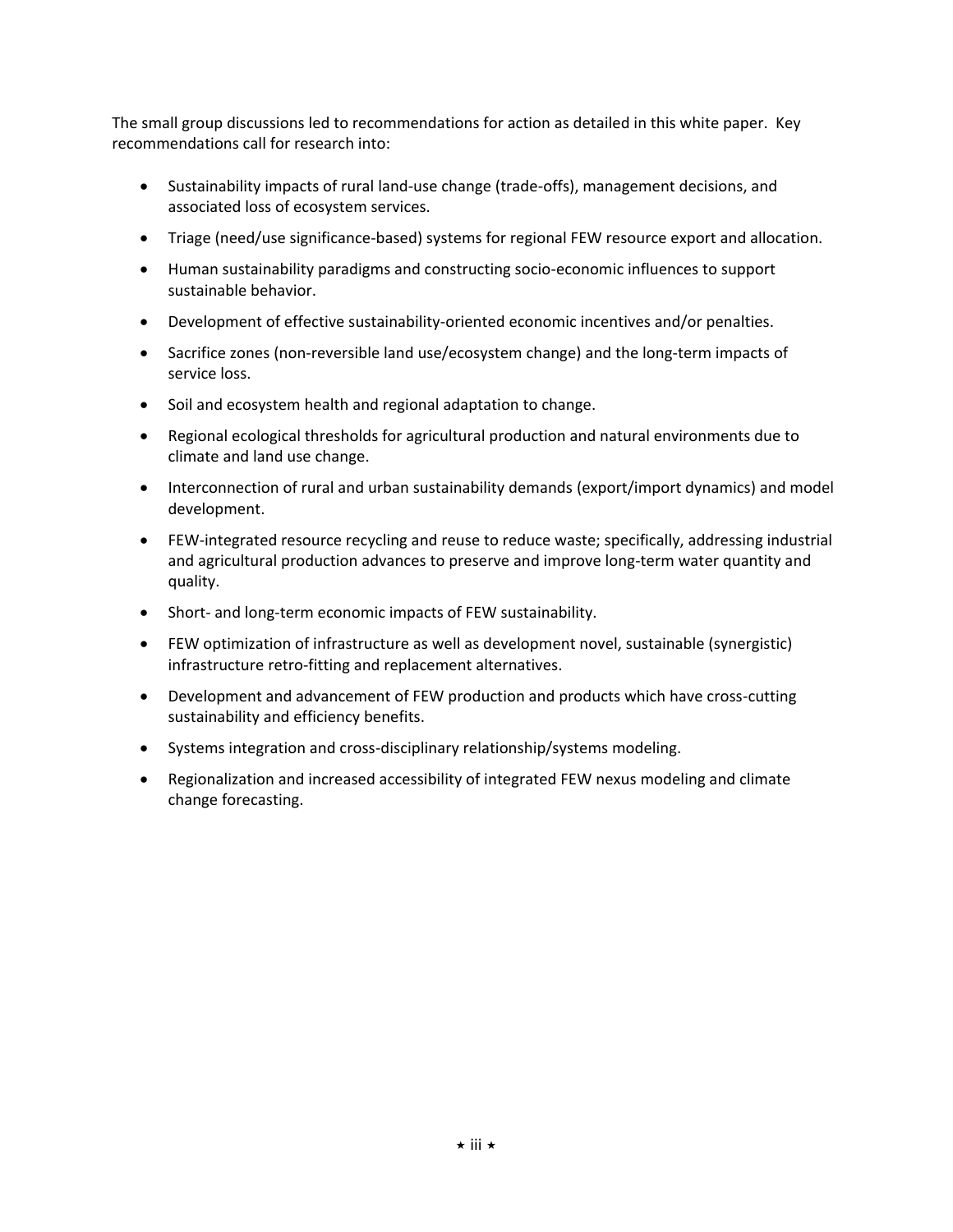The small group discussions led to recommendations for action as detailed in this white paper. Key recommendations call for research into:

- Sustainability impacts of rural land-use change (trade-offs), management decisions, and associated loss of ecosystem services.
- Triage (need/use significance-based) systems for regional FEW resource export and allocation.
- Human sustainability paradigms and constructing socio-economic influences to support sustainable behavior.
- Development of effective sustainability-oriented economic incentives and/or penalties.
- Sacrifice zones (non-reversible land use/ecosystem change) and the long-term impacts of service loss.
- Soil and ecosystem health and regional adaptation to change.
- Regional ecological thresholds for agricultural production and natural environments due to climate and land use change.
- Interconnection of rural and urban sustainability demands (export/import dynamics) and model development.
- FEW-integrated resource recycling and reuse to reduce waste; specifically, addressing industrial and agricultural production advances to preserve and improve long-term water quantity and quality.
- Short- and long-term economic impacts of FEW sustainability.
- FEW optimization of infrastructure as well as development novel, sustainable (synergistic) infrastructure retro-fitting and replacement alternatives.
- Development and advancement of FEW production and products which have cross-cutting sustainability and efficiency benefits.
- Systems integration and cross-disciplinary relationship/systems modeling.
- Regionalization and increased accessibility of integrated FEW nexus modeling and climate change forecasting.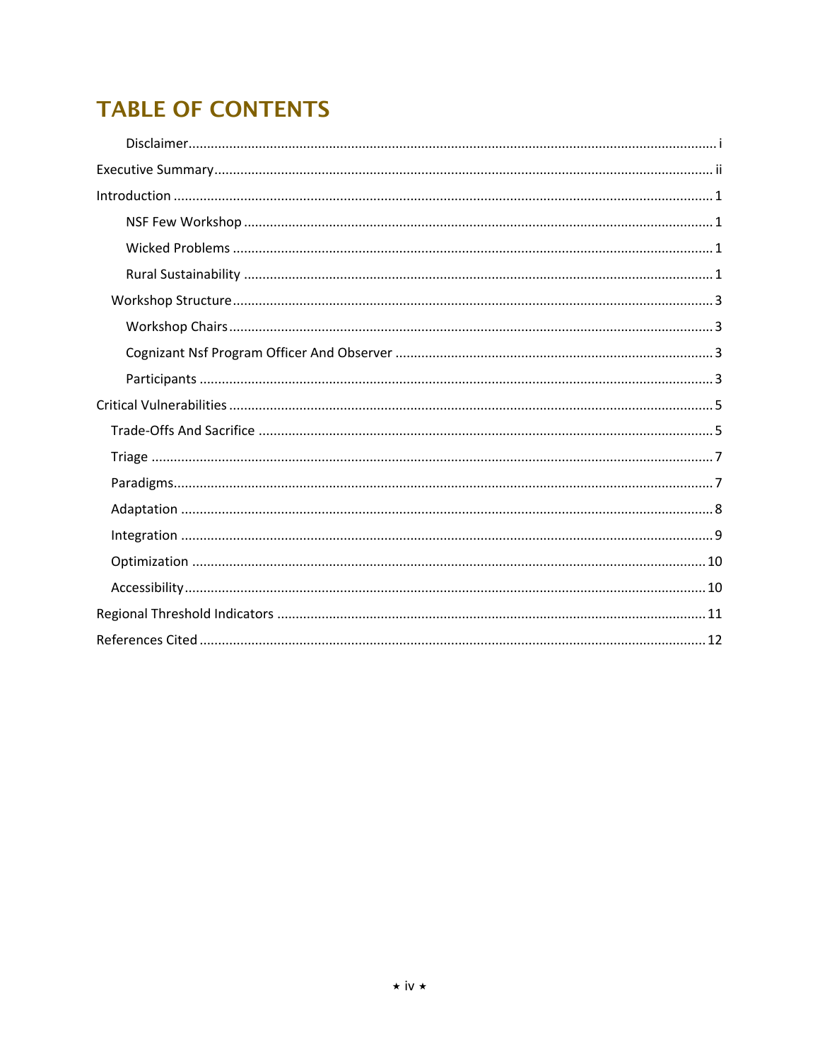# TABLE OF CONTENTS

- Disclaimer .......... i
- Executive Summary .......... ii
- Introduction .......... 1
  - NSF Few Workshop .......... 1
  - Wicked Problems .......... 1
  - Rural Sustainability .......... 1
  - Workshop Structure .......... 3
    - Workshop Chairs .......... 3
    - Cognizant Nsf Program Officer And Observer .......... 3
    - Participants .......... 3
- Critical Vulnerabilities .......... 5
  - Trade-Offs And Sacrifice .......... 5
  - Triage .......... 7
  - Paradigms .......... 7
  - Adaptation .......... 8
  - Integration .......... 9
  - Optimization .......... 10
  - Accessibility .......... 10
- Regional Threshold Indicators .......... 11
- References Cited .......... 12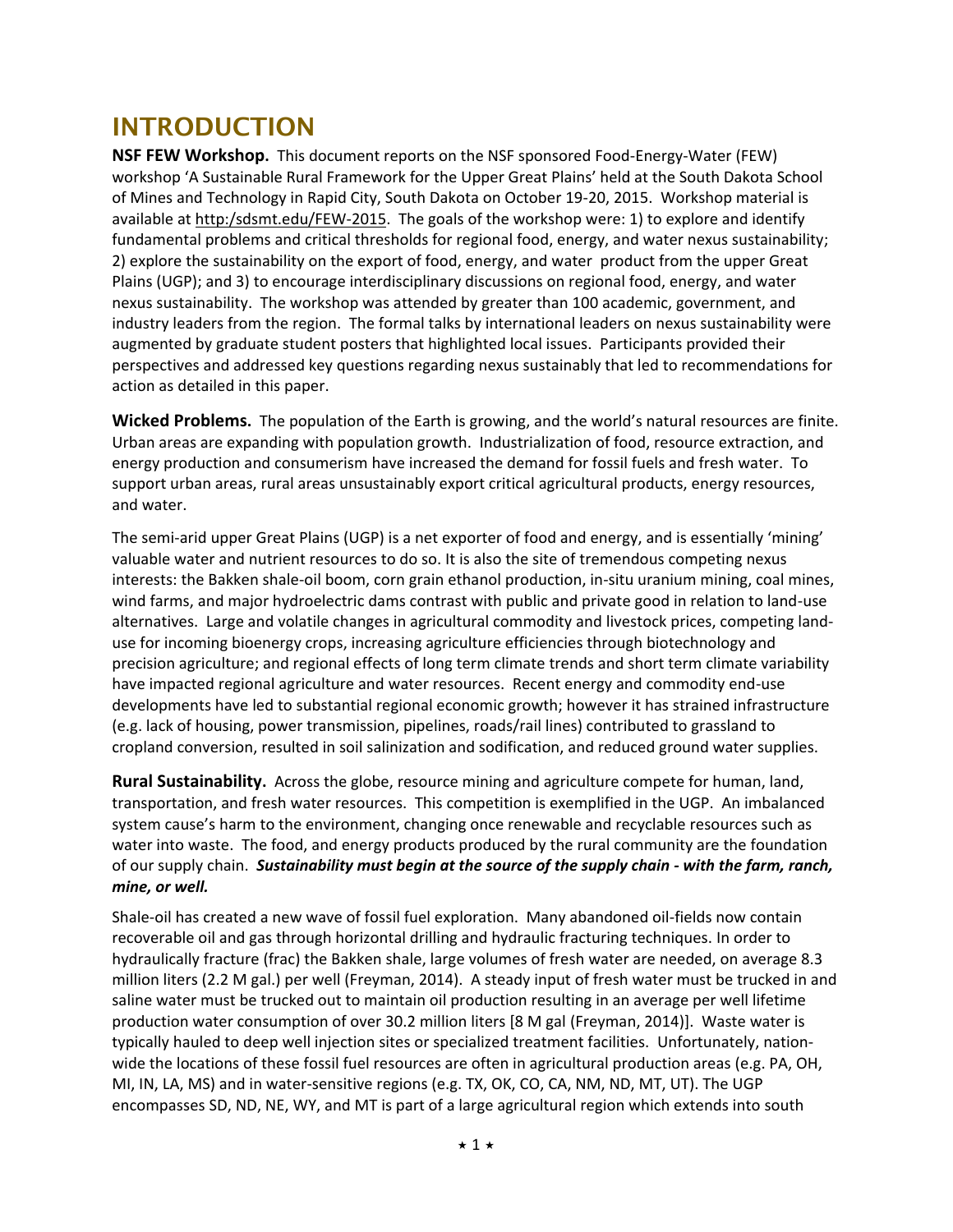# INTRODUCTION

**NSF FEW Workshop.** This document reports on the NSF sponsored Food-Energy-Water (FEW) workshop 'A Sustainable Rural Framework for the Upper Great Plains' held at the South Dakota School of Mines and Technology in Rapid City, South Dakota on October 19-20, 2015. Workshop material is available at http:/sdsmt.edu/FEW-2015. The goals of the workshop were: 1) to explore and identify fundamental problems and critical thresholds for regional food, energy, and water nexus sustainability; 2) explore the sustainability on the export of food, energy, and water product from the upper Great Plains (UGP); and 3) to encourage interdisciplinary discussions on regional food, energy, and water nexus sustainability. The workshop was attended by greater than 100 academic, government, and industry leaders from the region. The formal talks by international leaders on nexus sustainability were augmented by graduate student posters that highlighted local issues. Participants provided their perspectives and addressed key questions regarding nexus sustainably that led to recommendations for action as detailed in this paper.

**Wicked Problems.** The population of the Earth is growing, and the world's natural resources are finite. Urban areas are expanding with population growth. Industrialization of food, resource extraction, and energy production and consumerism have increased the demand for fossil fuels and fresh water. To support urban areas, rural areas unsustainably export critical agricultural products, energy resources, and water.

The semi-arid upper Great Plains (UGP) is a net exporter of food and energy, and is essentially 'mining' valuable water and nutrient resources to do so. It is also the site of tremendous competing nexus interests: the Bakken shale-oil boom, corn grain ethanol production, in-situ uranium mining, coal mines, wind farms, and major hydroelectric dams contrast with public and private good in relation to land-use alternatives. Large and volatile changes in agricultural commodity and livestock prices, competing land-use for incoming bioenergy crops, increasing agriculture efficiencies through biotechnology and precision agriculture; and regional effects of long term climate trends and short term climate variability have impacted regional agriculture and water resources. Recent energy and commodity end-use developments have led to substantial regional economic growth; however it has strained infrastructure (e.g. lack of housing, power transmission, pipelines, roads/rail lines) contributed to grassland to cropland conversion, resulted in soil salinization and sodification, and reduced ground water supplies.

**Rural Sustainability.** Across the globe, resource mining and agriculture compete for human, land, transportation, and fresh water resources. This competition is exemplified in the UGP. An imbalanced system cause's harm to the environment, changing once renewable and recyclable resources such as water into waste. The food, and energy products produced by the rural community are the foundation of our supply chain. ***Sustainability must begin at the source of the supply chain - with the farm, ranch, mine, or well.***

Shale-oil has created a new wave of fossil fuel exploration. Many abandoned oil-fields now contain recoverable oil and gas through horizontal drilling and hydraulic fracturing techniques. In order to hydraulically fracture (frac) the Bakken shale, large volumes of fresh water are needed, on average 8.3 million liters (2.2 M gal.) per well (Freyman, 2014). A steady input of fresh water must be trucked in and saline water must be trucked out to maintain oil production resulting in an average per well lifetime production water consumption of over 30.2 million liters [8 M gal (Freyman, 2014)]. Waste water is typically hauled to deep well injection sites or specialized treatment facilities. Unfortunately, nation-wide the locations of these fossil fuel resources are often in agricultural production areas (e.g. PA, OH, MI, IN, LA, MS) and in water-sensitive regions (e.g. TX, OK, CO, CA, NM, ND, MT, UT). The UGP encompasses SD, ND, NE, WY, and MT is part of a large agricultural region which extends into south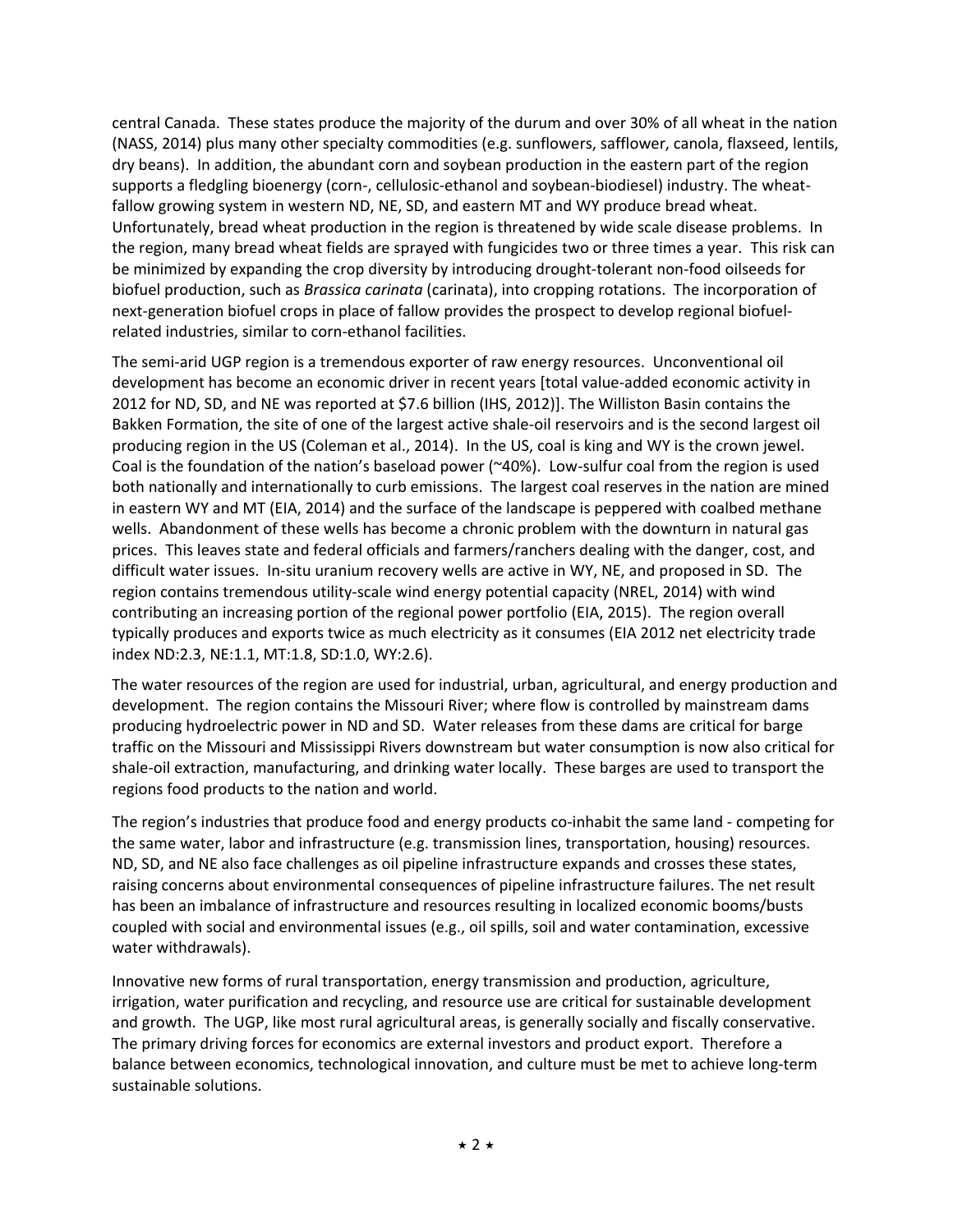central Canada. These states produce the majority of the durum and over 30% of all wheat in the nation (NASS, 2014) plus many other specialty commodities (e.g. sunflowers, safflower, canola, flaxseed, lentils, dry beans). In addition, the abundant corn and soybean production in the eastern part of the region supports a fledgling bioenergy (corn-, cellulosic-ethanol and soybean-biodiesel) industry. The wheat-fallow growing system in western ND, NE, SD, and eastern MT and WY produce bread wheat. Unfortunately, bread wheat production in the region is threatened by wide scale disease problems. In the region, many bread wheat fields are sprayed with fungicides two or three times a year. This risk can be minimized by expanding the crop diversity by introducing drought-tolerant non-food oilseeds for biofuel production, such as *Brassica carinata* (carinata), into cropping rotations. The incorporation of next-generation biofuel crops in place of fallow provides the prospect to develop regional biofuel-related industries, similar to corn-ethanol facilities.

The semi-arid UGP region is a tremendous exporter of raw energy resources. Unconventional oil development has become an economic driver in recent years [total value-added economic activity in 2012 for ND, SD, and NE was reported at $7.6 billion (IHS, 2012)]. The Williston Basin contains the Bakken Formation, the site of one of the largest active shale-oil reservoirs and is the second largest oil producing region in the US (Coleman et al., 2014). In the US, coal is king and WY is the crown jewel. Coal is the foundation of the nation's baseload power (~40%). Low-sulfur coal from the region is used both nationally and internationally to curb emissions. The largest coal reserves in the nation are mined in eastern WY and MT (EIA, 2014) and the surface of the landscape is peppered with coalbed methane wells. Abandonment of these wells has become a chronic problem with the downturn in natural gas prices. This leaves state and federal officials and farmers/ranchers dealing with the danger, cost, and difficult water issues. In-situ uranium recovery wells are active in WY, NE, and proposed in SD. The region contains tremendous utility-scale wind energy potential capacity (NREL, 2014) with wind contributing an increasing portion of the regional power portfolio (EIA, 2015). The region overall typically produces and exports twice as much electricity as it consumes (EIA 2012 net electricity trade index ND:2.3, NE:1.1, MT:1.8, SD:1.0, WY:2.6).

The water resources of the region are used for industrial, urban, agricultural, and energy production and development. The region contains the Missouri River; where flow is controlled by mainstream dams producing hydroelectric power in ND and SD. Water releases from these dams are critical for barge traffic on the Missouri and Mississippi Rivers downstream but water consumption is now also critical for shale-oil extraction, manufacturing, and drinking water locally. These barges are used to transport the regions food products to the nation and world.

The region's industries that produce food and energy products co-inhabit the same land - competing for the same water, labor and infrastructure (e.g. transmission lines, transportation, housing) resources. ND, SD, and NE also face challenges as oil pipeline infrastructure expands and crosses these states, raising concerns about environmental consequences of pipeline infrastructure failures. The net result has been an imbalance of infrastructure and resources resulting in localized economic booms/busts coupled with social and environmental issues (e.g., oil spills, soil and water contamination, excessive water withdrawals).

Innovative new forms of rural transportation, energy transmission and production, agriculture, irrigation, water purification and recycling, and resource use are critical for sustainable development and growth. The UGP, like most rural agricultural areas, is generally socially and fiscally conservative. The primary driving forces for economics are external investors and product export. Therefore a balance between economics, technological innovation, and culture must be met to achieve long-term sustainable solutions.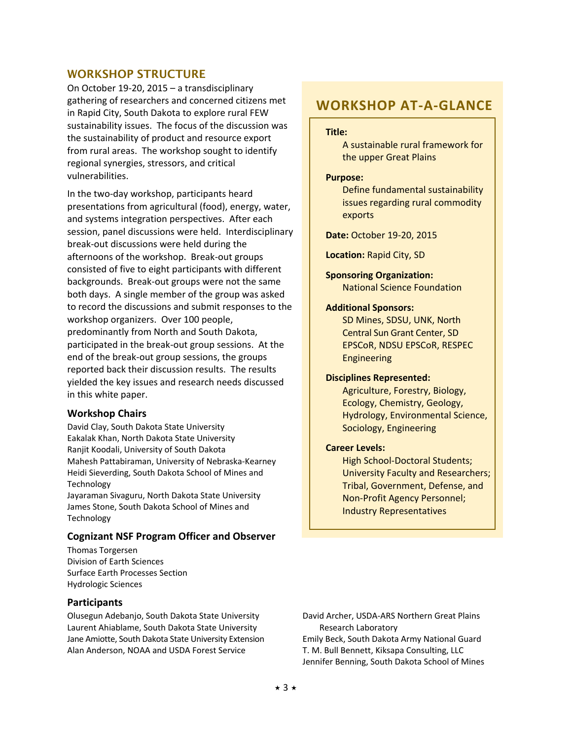## WORKSHOP STRUCTURE

On October 19-20, 2015 – a transdisciplinary gathering of researchers and concerned citizens met in Rapid City, South Dakota to explore rural FEW sustainability issues. The focus of the discussion was the sustainability of product and resource export from rural areas. The workshop sought to identify regional synergies, stressors, and critical vulnerabilities.

In the two-day workshop, participants heard presentations from agricultural (food), energy, water, and systems integration perspectives. After each session, panel discussions were held. Interdisciplinary break-out discussions were held during the afternoons of the workshop. Break-out groups consisted of five to eight participants with different backgrounds. Break-out groups were not the same both days. A single member of the group was asked to record the discussions and submit responses to the workshop organizers. Over 100 people, predominantly from North and South Dakota, participated in the break-out group sessions. At the end of the break-out group sessions, the groups reported back their discussion results. The results yielded the key issues and research needs discussed in this white paper.

### Workshop Chairs

David Clay, South Dakota State University
Eakalak Khan, North Dakota State University
Ranjit Koodali, University of South Dakota
Mahesh Pattabiraman, University of Nebraska-Kearney
Heidi Sieverding, South Dakota School of Mines and Technology
Jayaraman Sivaguru, North Dakota State University
James Stone, South Dakota School of Mines and Technology

### Cognizant NSF Program Officer and Observer

Thomas Torgersen
Division of Earth Sciences
Surface Earth Processes Section
Hydrologic Sciences

## WORKSHOP AT-A-GLANCE

**Title:**
A sustainable rural framework for the upper Great Plains

**Purpose:**
Define fundamental sustainability issues regarding rural commodity exports

**Date:** October 19-20, 2015

**Location:** Rapid City, SD

**Sponsoring Organization:**
National Science Foundation

**Additional Sponsors:**
SD Mines, SDSU, UNK, North Central Sun Grant Center, SD EPSCoR, NDSU EPSCoR, RESPEC Engineering

**Disciplines Represented:**
Agriculture, Forestry, Biology, Ecology, Chemistry, Geology, Hydrology, Environmental Science, Sociology, Engineering

**Career Levels:**
High School-Doctoral Students; University Faculty and Researchers; Tribal, Government, Defense, and Non-Profit Agency Personnel; Industry Representatives

### Participants

Olusegun Adebanjo, South Dakota State University
Laurent Ahiablame, South Dakota State University
Jane Amiotte, South Dakota State University Extension
Alan Anderson, NOAA and USDA Forest Service
David Archer, USDA-ARS Northern Great Plains Research Laboratory
Emily Beck, South Dakota Army National Guard
T. M. Bull Bennett, Kiksapa Consulting, LLC
Jennifer Benning, South Dakota School of Mines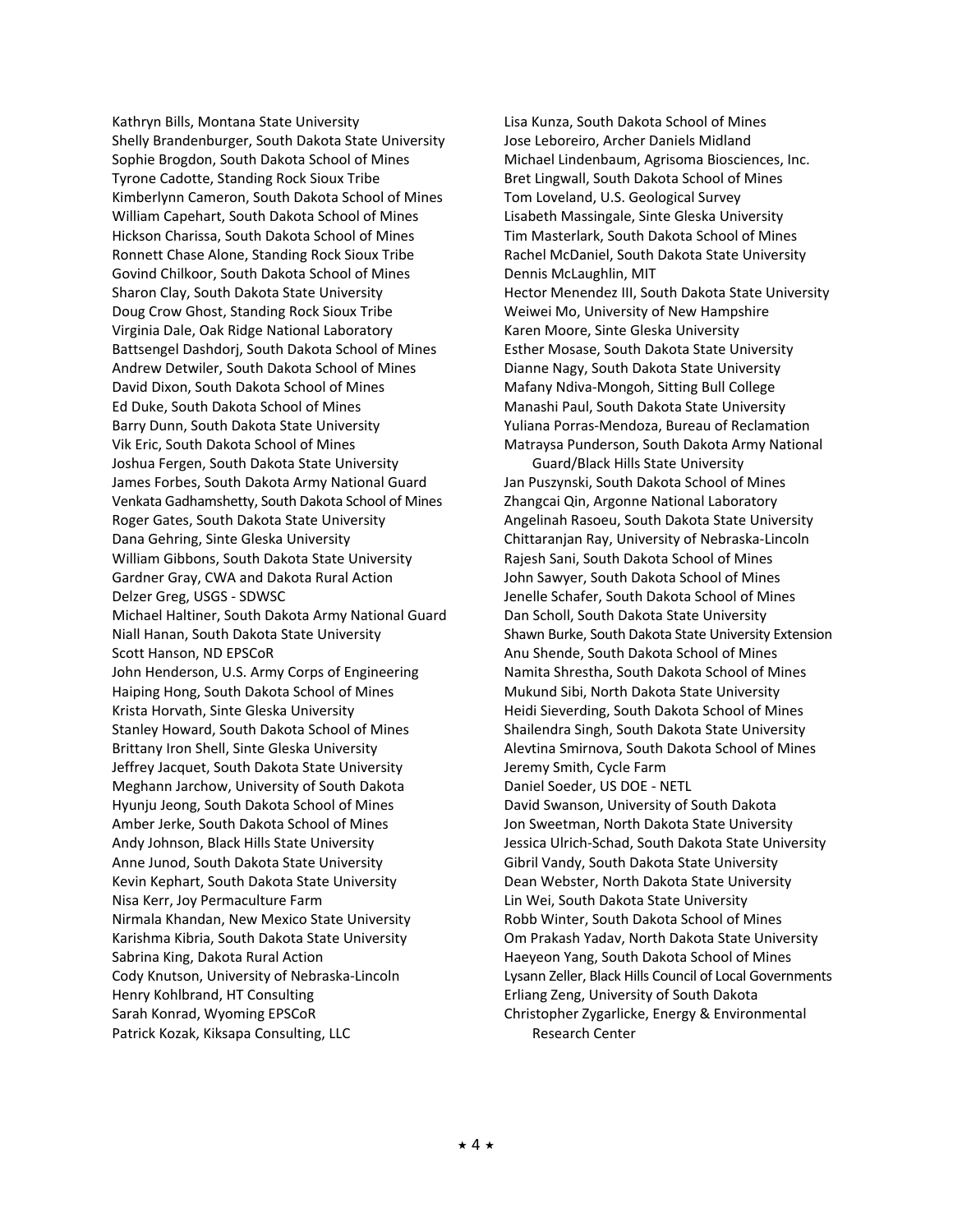Kathryn Bills, Montana State University
Shelly Brandenburger, South Dakota State University
Sophie Brogdon, South Dakota School of Mines
Tyrone Cadotte, Standing Rock Sioux Tribe
Kimberlynn Cameron, South Dakota School of Mines
William Capehart, South Dakota School of Mines
Hickson Charissa, South Dakota School of Mines
Ronnett Chase Alone, Standing Rock Sioux Tribe
Govind Chilkoor, South Dakota School of Mines
Sharon Clay, South Dakota State University
Doug Crow Ghost, Standing Rock Sioux Tribe
Virginia Dale, Oak Ridge National Laboratory
Battsengel Dashdorj, South Dakota School of Mines
Andrew Detwiler, South Dakota School of Mines
David Dixon, South Dakota School of Mines
Ed Duke, South Dakota School of Mines
Barry Dunn, South Dakota State University
Vik Eric, South Dakota School of Mines
Joshua Fergen, South Dakota State University
James Forbes, South Dakota Army National Guard
Venkata Gadhamshetty, South Dakota School of Mines
Roger Gates, South Dakota State University
Dana Gehring, Sinte Gleska University
William Gibbons, South Dakota State University
Gardner Gray, CWA and Dakota Rural Action
Delzer Greg, USGS - SDWSC
Michael Haltiner, South Dakota Army National Guard
Niall Hanan, South Dakota State University
Scott Hanson, ND EPSCoR
John Henderson, U.S. Army Corps of Engineering
Haiping Hong, South Dakota School of Mines
Krista Horvath, Sinte Gleska University
Stanley Howard, South Dakota School of Mines
Brittany Iron Shell, Sinte Gleska University
Jeffrey Jacquet, South Dakota State University
Meghann Jarchow, University of South Dakota
Hyunju Jeong, South Dakota School of Mines
Amber Jerke, South Dakota School of Mines
Andy Johnson, Black Hills State University
Anne Junod, South Dakota State University
Kevin Kephart, South Dakota State University
Nisa Kerr, Joy Permaculture Farm
Nirmala Khandan, New Mexico State University
Karishma Kibria, South Dakota State University
Sabrina King, Dakota Rural Action
Cody Knutson, University of Nebraska-Lincoln
Henry Kohlbrand, HT Consulting
Sarah Konrad, Wyoming EPSCoR
Patrick Kozak, Kiksapa Consulting, LLC
Lisa Kunza, South Dakota School of Mines
Jose Leboreiro, Archer Daniels Midland
Michael Lindenbaum, Agrisoma Biosciences, Inc.
Bret Lingwall, South Dakota School of Mines
Tom Loveland, U.S. Geological Survey
Lisabeth Massingale, Sinte Gleska University
Tim Masterlark, South Dakota School of Mines
Rachel McDaniel, South Dakota State University
Dennis McLaughlin, MIT
Hector Menendez III, South Dakota State University
Weiwei Mo, University of New Hampshire
Karen Moore, Sinte Gleska University
Esther Mosase, South Dakota State University
Dianne Nagy, South Dakota State University
Mafany Ndiva-Mongoh, Sitting Bull College
Manashi Paul, South Dakota State University
Yuliana Porras-Mendoza, Bureau of Reclamation
Matraysa Punderson, South Dakota Army National Guard/Black Hills State University
Jan Puszynski, South Dakota School of Mines
Zhangcai Qin, Argonne National Laboratory
Angelinah Rasoeu, South Dakota State University
Chittaranjan Ray, University of Nebraska-Lincoln
Rajesh Sani, South Dakota School of Mines
John Sawyer, South Dakota School of Mines
Jenelle Schafer, South Dakota School of Mines
Dan Scholl, South Dakota State University
Shawn Burke, South Dakota State University Extension
Anu Shende, South Dakota School of Mines
Namita Shrestha, South Dakota School of Mines
Mukund Sibi, North Dakota State University
Heidi Sieverding, South Dakota School of Mines
Shailendra Singh, South Dakota State University
Alevtina Smirnova, South Dakota School of Mines
Jeremy Smith, Cycle Farm
Daniel Soeder, US DOE - NETL
David Swanson, University of South Dakota
Jon Sweetman, North Dakota State University
Jessica Ulrich-Schad, South Dakota State University
Gibril Vandy, South Dakota State University
Dean Webster, North Dakota State University
Lin Wei, South Dakota State University
Robb Winter, South Dakota School of Mines
Om Prakash Yadav, North Dakota State University
Haeyeon Yang, South Dakota School of Mines
Lysann Zeller, Black Hills Council of Local Governments
Erliang Zeng, University of South Dakota
Christopher Zygarlicke, Energy & Environmental Research Center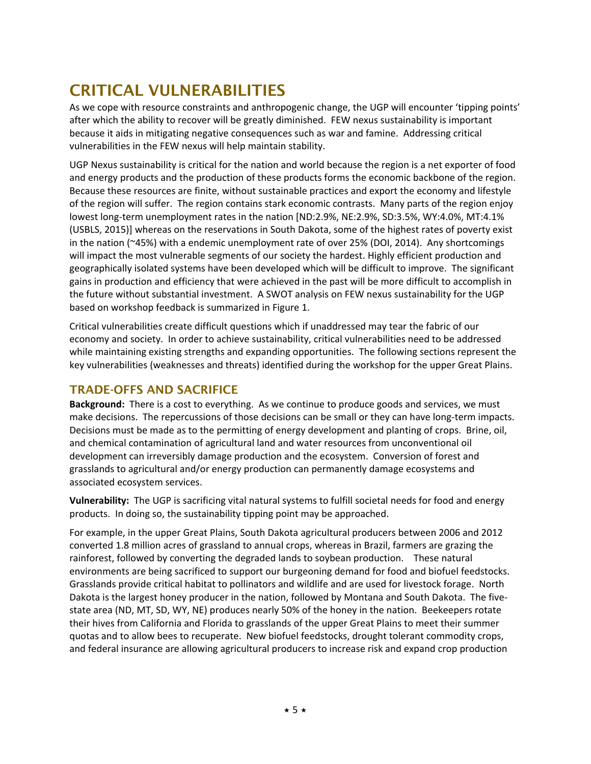# CRITICAL VULNERABILITIES

As we cope with resource constraints and anthropogenic change, the UGP will encounter 'tipping points' after which the ability to recover will be greatly diminished. FEW nexus sustainability is important because it aids in mitigating negative consequences such as war and famine. Addressing critical vulnerabilities in the FEW nexus will help maintain stability.

UGP Nexus sustainability is critical for the nation and world because the region is a net exporter of food and energy products and the production of these products forms the economic backbone of the region. Because these resources are finite, without sustainable practices and export the economy and lifestyle of the region will suffer. The region contains stark economic contrasts. Many parts of the region enjoy lowest long-term unemployment rates in the nation [ND:2.9%, NE:2.9%, SD:3.5%, WY:4.0%, MT:4.1% (USBLS, 2015)] whereas on the reservations in South Dakota, some of the highest rates of poverty exist in the nation (~45%) with a endemic unemployment rate of over 25% (DOI, 2014). Any shortcomings will impact the most vulnerable segments of our society the hardest. Highly efficient production and geographically isolated systems have been developed which will be difficult to improve. The significant gains in production and efficiency that were achieved in the past will be more difficult to accomplish in the future without substantial investment. A SWOT analysis on FEW nexus sustainability for the UGP based on workshop feedback is summarized in Figure 1.

Critical vulnerabilities create difficult questions which if unaddressed may tear the fabric of our economy and society. In order to achieve sustainability, critical vulnerabilities need to be addressed while maintaining existing strengths and expanding opportunities. The following sections represent the key vulnerabilities (weaknesses and threats) identified during the workshop for the upper Great Plains.

## TRADE-OFFS AND SACRIFICE

**Background:** There is a cost to everything. As we continue to produce goods and services, we must make decisions. The repercussions of those decisions can be small or they can have long-term impacts. Decisions must be made as to the permitting of energy development and planting of crops. Brine, oil, and chemical contamination of agricultural land and water resources from unconventional oil development can irreversibly damage production and the ecosystem. Conversion of forest and grasslands to agricultural and/or energy production can permanently damage ecosystems and associated ecosystem services.

**Vulnerability:** The UGP is sacrificing vital natural systems to fulfill societal needs for food and energy products. In doing so, the sustainability tipping point may be approached.

For example, in the upper Great Plains, South Dakota agricultural producers between 2006 and 2012 converted 1.8 million acres of grassland to annual crops, whereas in Brazil, farmers are grazing the rainforest, followed by converting the degraded lands to soybean production. These natural environments are being sacrificed to support our burgeoning demand for food and biofuel feedstocks. Grasslands provide critical habitat to pollinators and wildlife and are used for livestock forage. North Dakota is the largest honey producer in the nation, followed by Montana and South Dakota. The five-state area (ND, MT, SD, WY, NE) produces nearly 50% of the honey in the nation. Beekeepers rotate their hives from California and Florida to grasslands of the upper Great Plains to meet their summer quotas and to allow bees to recuperate. New biofuel feedstocks, drought tolerant commodity crops, and federal insurance are allowing agricultural producers to increase risk and expand crop production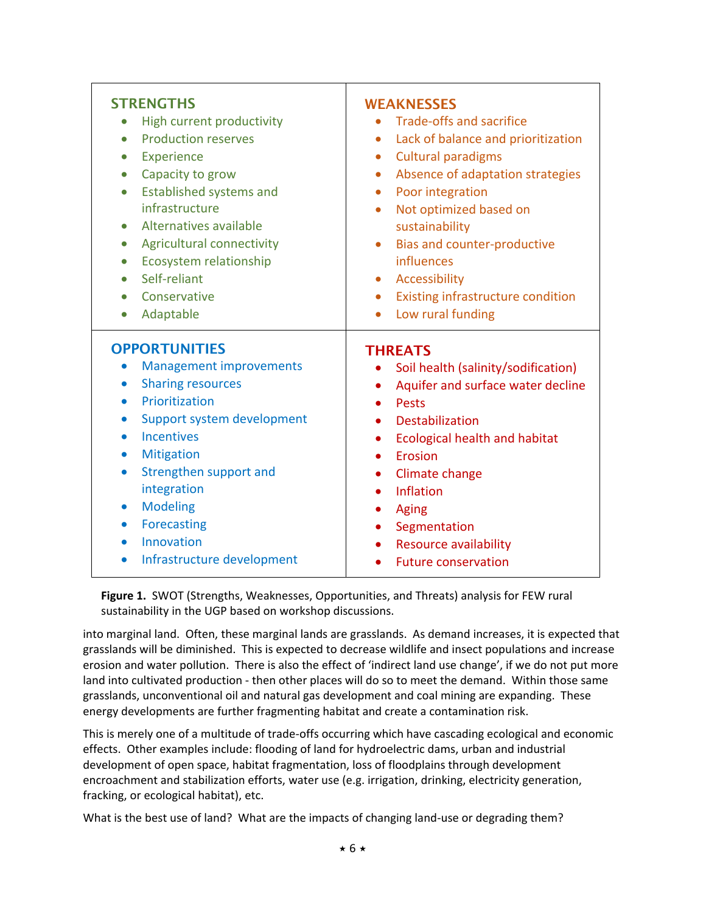| STRENGTHS | WEAKNESSES |
| --- | --- |
| • High current productivity<br>• Production reserves<br>• Experience<br>• Capacity to grow<br>• Established systems and infrastructure<br>• Alternatives available<br>• Agricultural connectivity<br>• Ecosystem relationship<br>• Self-reliant<br>• Conservative<br>• Adaptable | • Trade-offs and sacrifice<br>• Lack of balance and prioritization<br>• Cultural paradigms<br>• Absence of adaptation strategies<br>• Poor integration<br>• Not optimized based on sustainability<br>• Bias and counter-productive influences<br>• Accessibility<br>• Existing infrastructure condition<br>• Low rural funding |
| **OPPORTUNITIES** | **THREATS** |
| • Management improvements<br>• Sharing resources<br>• Prioritization<br>• Support system development<br>• Incentives<br>• Mitigation<br>• Strengthen support and integration<br>• Modeling<br>• Forecasting<br>• Innovation<br>• Infrastructure development | • Soil health (salinity/sodification)<br>• Aquifer and surface water decline<br>• Pests<br>• Destabilization<br>• Ecological health and habitat<br>• Erosion<br>• Climate change<br>• Inflation<br>• Aging<br>• Segmentation<br>• Resource availability<br>• Future conservation |

**Figure 1.** SWOT (Strengths, Weaknesses, Opportunities, and Threats) analysis for FEW rural sustainability in the UGP based on workshop discussions.

into marginal land. Often, these marginal lands are grasslands. As demand increases, it is expected that grasslands will be diminished. This is expected to decrease wildlife and insect populations and increase erosion and water pollution. There is also the effect of 'indirect land use change', if we do not put more land into cultivated production - then other places will do so to meet the demand. Within those same grasslands, unconventional oil and natural gas development and coal mining are expanding. These energy developments are further fragmenting habitat and create a contamination risk.

This is merely one of a multitude of trade-offs occurring which have cascading ecological and economic effects. Other examples include: flooding of land for hydroelectric dams, urban and industrial development of open space, habitat fragmentation, loss of floodplains through development encroachment and stabilization efforts, water use (e.g. irrigation, drinking, electricity generation, fracking, or ecological habitat), etc.

What is the best use of land? What are the impacts of changing land-use or degrading them?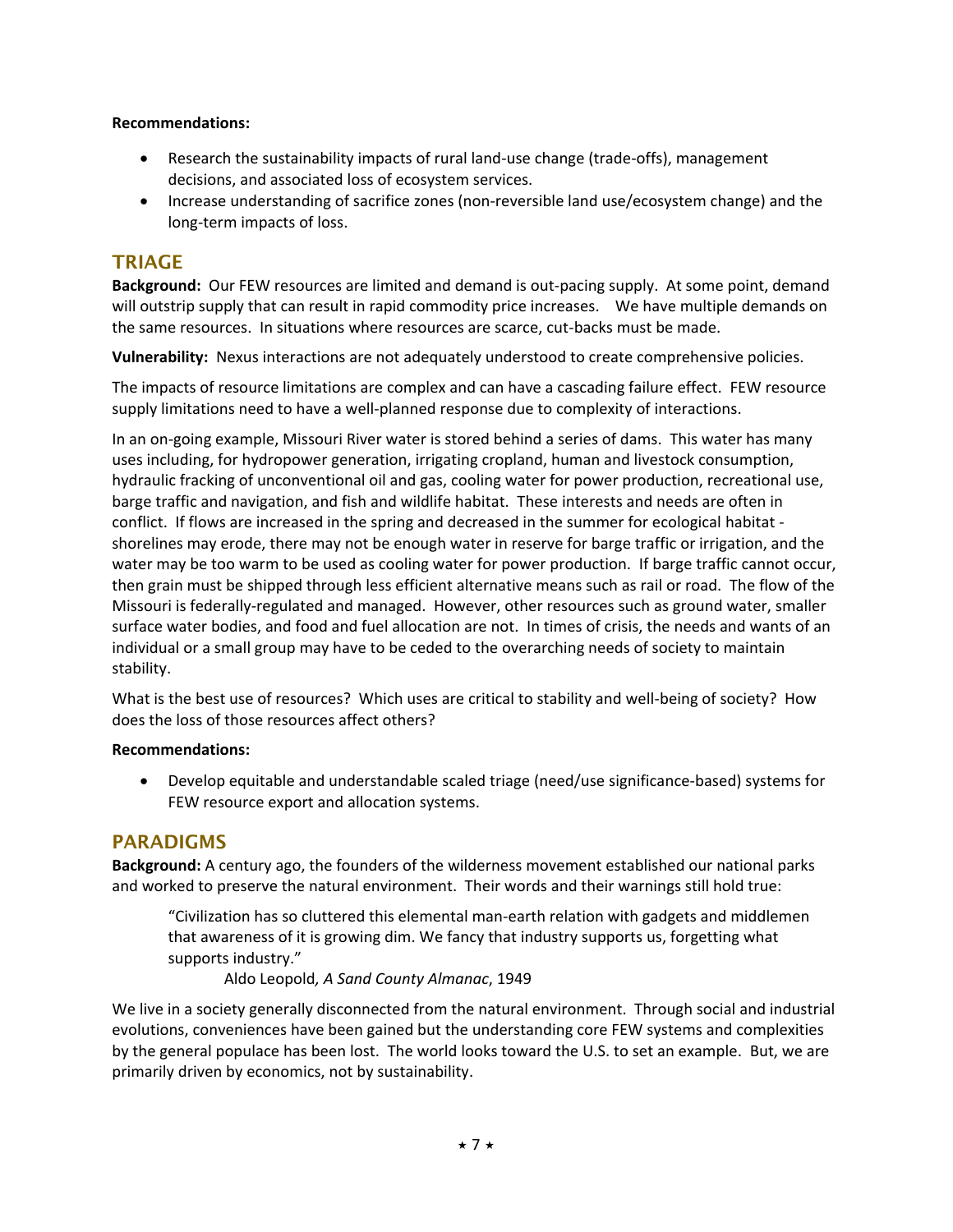**Recommendations:**

- Research the sustainability impacts of rural land-use change (trade-offs), management decisions, and associated loss of ecosystem services.
- Increase understanding of sacrifice zones (non-reversible land use/ecosystem change) and the long-term impacts of loss.

## TRIAGE

**Background:** Our FEW resources are limited and demand is out-pacing supply. At some point, demand will outstrip supply that can result in rapid commodity price increases. We have multiple demands on the same resources. In situations where resources are scarce, cut-backs must be made.

**Vulnerability:** Nexus interactions are not adequately understood to create comprehensive policies.

The impacts of resource limitations are complex and can have a cascading failure effect. FEW resource supply limitations need to have a well-planned response due to complexity of interactions.

In an on-going example, Missouri River water is stored behind a series of dams. This water has many uses including, for hydropower generation, irrigating cropland, human and livestock consumption, hydraulic fracking of unconventional oil and gas, cooling water for power production, recreational use, barge traffic and navigation, and fish and wildlife habitat. These interests and needs are often in conflict. If flows are increased in the spring and decreased in the summer for ecological habitat - shorelines may erode, there may not be enough water in reserve for barge traffic or irrigation, and the water may be too warm to be used as cooling water for power production. If barge traffic cannot occur, then grain must be shipped through less efficient alternative means such as rail or road. The flow of the Missouri is federally-regulated and managed. However, other resources such as ground water, smaller surface water bodies, and food and fuel allocation are not. In times of crisis, the needs and wants of an individual or a small group may have to be ceded to the overarching needs of society to maintain stability.

What is the best use of resources? Which uses are critical to stability and well-being of society? How does the loss of those resources affect others?

**Recommendations:**

- Develop equitable and understandable scaled triage (need/use significance-based) systems for FEW resource export and allocation systems.

## PARADIGMS

**Background:** A century ago, the founders of the wilderness movement established our national parks and worked to preserve the natural environment. Their words and their warnings still hold true:

> "Civilization has so cluttered this elemental man-earth relation with gadgets and middlemen that awareness of it is growing dim. We fancy that industry supports us, forgetting what supports industry."
>
> Aldo Leopold*, A Sand County Almanac*, 1949

We live in a society generally disconnected from the natural environment. Through social and industrial evolutions, conveniences have been gained but the understanding core FEW systems and complexities by the general populace has been lost. The world looks toward the U.S. to set an example. But, we are primarily driven by economics, not by sustainability.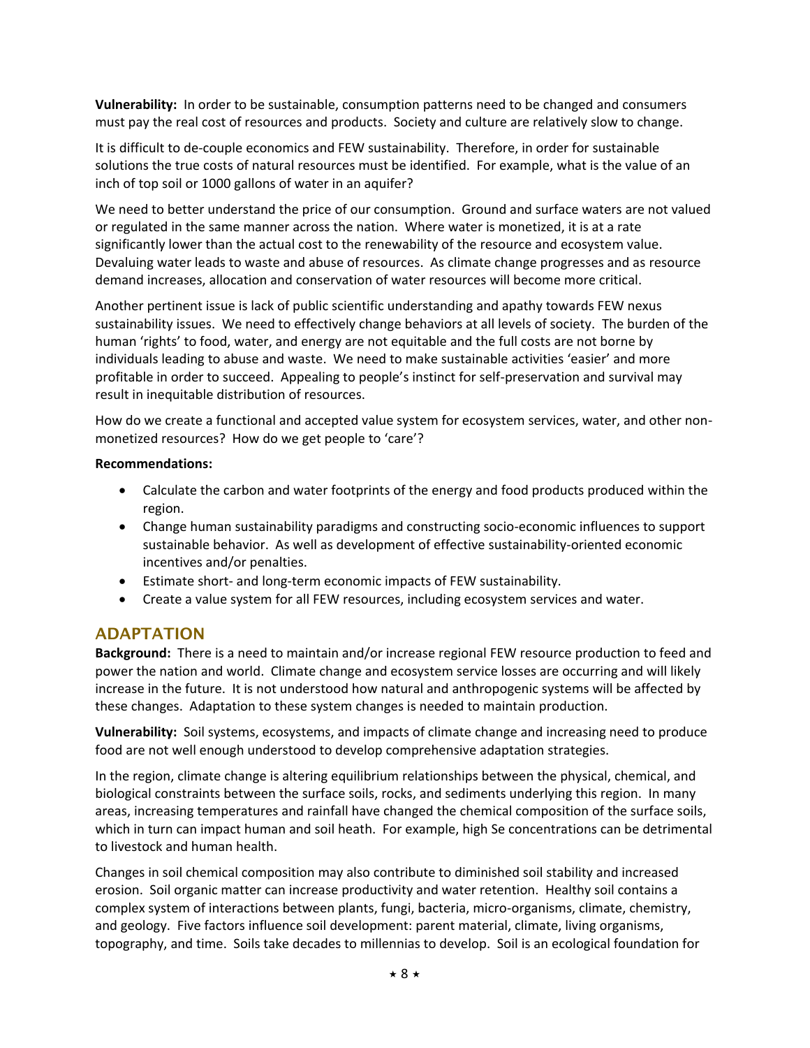**Vulnerability:** In order to be sustainable, consumption patterns need to be changed and consumers must pay the real cost of resources and products. Society and culture are relatively slow to change.

It is difficult to de-couple economics and FEW sustainability. Therefore, in order for sustainable solutions the true costs of natural resources must be identified. For example, what is the value of an inch of top soil or 1000 gallons of water in an aquifer?

We need to better understand the price of our consumption. Ground and surface waters are not valued or regulated in the same manner across the nation. Where water is monetized, it is at a rate significantly lower than the actual cost to the renewability of the resource and ecosystem value. Devaluing water leads to waste and abuse of resources. As climate change progresses and as resource demand increases, allocation and conservation of water resources will become more critical.

Another pertinent issue is lack of public scientific understanding and apathy towards FEW nexus sustainability issues. We need to effectively change behaviors at all levels of society. The burden of the human 'rights' to food, water, and energy are not equitable and the full costs are not borne by individuals leading to abuse and waste. We need to make sustainable activities 'easier' and more profitable in order to succeed. Appealing to people's instinct for self-preservation and survival may result in inequitable distribution of resources.

How do we create a functional and accepted value system for ecosystem services, water, and other non-monetized resources? How do we get people to 'care'?

**Recommendations:**

- Calculate the carbon and water footprints of the energy and food products produced within the region.
- Change human sustainability paradigms and constructing socio-economic influences to support sustainable behavior. As well as development of effective sustainability-oriented economic incentives and/or penalties.
- Estimate short- and long-term economic impacts of FEW sustainability.
- Create a value system for all FEW resources, including ecosystem services and water.

## ADAPTATION

**Background:** There is a need to maintain and/or increase regional FEW resource production to feed and power the nation and world. Climate change and ecosystem service losses are occurring and will likely increase in the future. It is not understood how natural and anthropogenic systems will be affected by these changes. Adaptation to these system changes is needed to maintain production.

**Vulnerability:** Soil systems, ecosystems, and impacts of climate change and increasing need to produce food are not well enough understood to develop comprehensive adaptation strategies.

In the region, climate change is altering equilibrium relationships between the physical, chemical, and biological constraints between the surface soils, rocks, and sediments underlying this region. In many areas, increasing temperatures and rainfall have changed the chemical composition of the surface soils, which in turn can impact human and soil heath. For example, high Se concentrations can be detrimental to livestock and human health.

Changes in soil chemical composition may also contribute to diminished soil stability and increased erosion. Soil organic matter can increase productivity and water retention. Healthy soil contains a complex system of interactions between plants, fungi, bacteria, micro-organisms, climate, chemistry, and geology. Five factors influence soil development: parent material, climate, living organisms, topography, and time. Soils take decades to millennias to develop. Soil is an ecological foundation for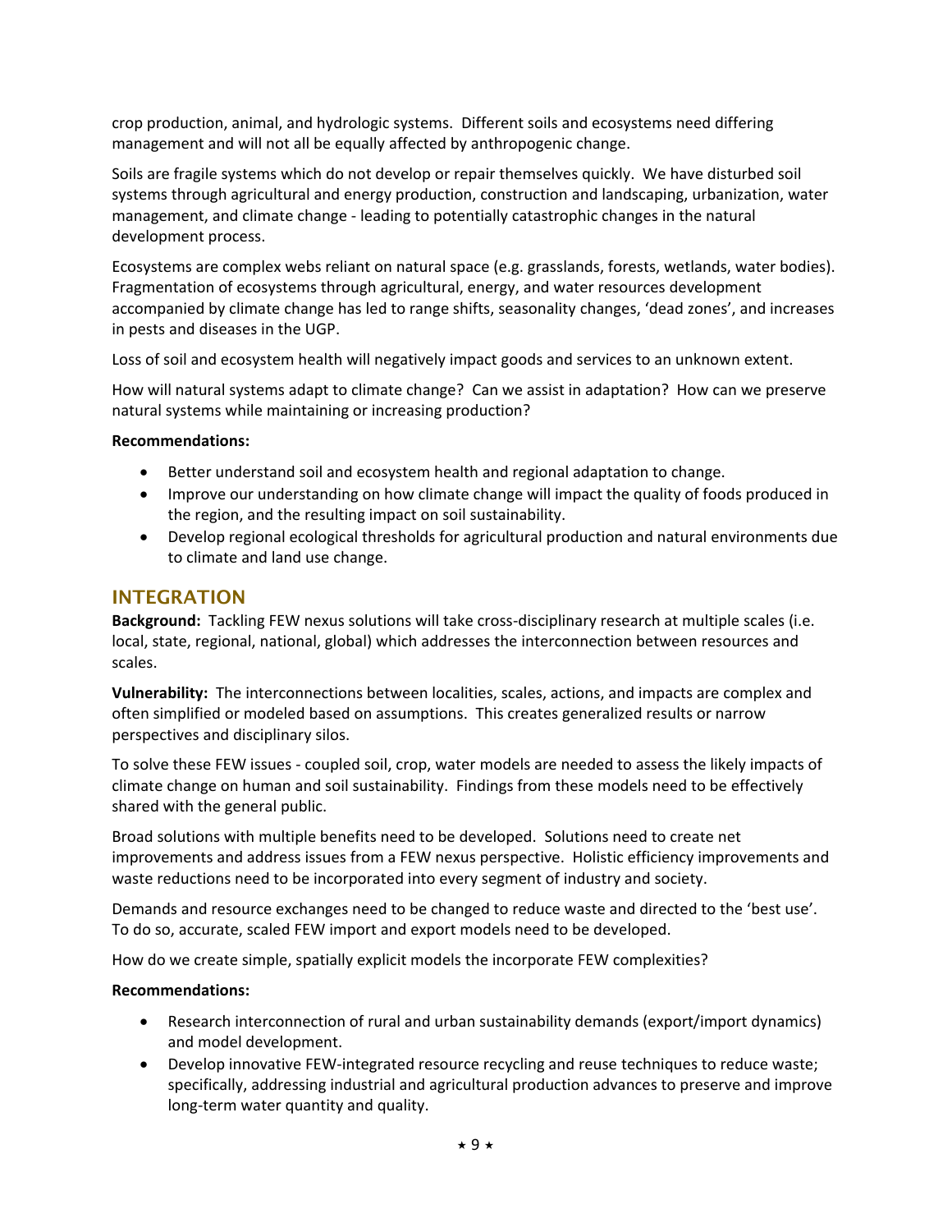crop production, animal, and hydrologic systems. Different soils and ecosystems need differing management and will not all be equally affected by anthropogenic change.

Soils are fragile systems which do not develop or repair themselves quickly. We have disturbed soil systems through agricultural and energy production, construction and landscaping, urbanization, water management, and climate change - leading to potentially catastrophic changes in the natural development process.

Ecosystems are complex webs reliant on natural space (e.g. grasslands, forests, wetlands, water bodies). Fragmentation of ecosystems through agricultural, energy, and water resources development accompanied by climate change has led to range shifts, seasonality changes, 'dead zones', and increases in pests and diseases in the UGP.

Loss of soil and ecosystem health will negatively impact goods and services to an unknown extent.

How will natural systems adapt to climate change? Can we assist in adaptation? How can we preserve natural systems while maintaining or increasing production?

**Recommendations:**

- Better understand soil and ecosystem health and regional adaptation to change.
- Improve our understanding on how climate change will impact the quality of foods produced in the region, and the resulting impact on soil sustainability.
- Develop regional ecological thresholds for agricultural production and natural environments due to climate and land use change.

## INTEGRATION

**Background:** Tackling FEW nexus solutions will take cross-disciplinary research at multiple scales (i.e. local, state, regional, national, global) which addresses the interconnection between resources and scales.

**Vulnerability:** The interconnections between localities, scales, actions, and impacts are complex and often simplified or modeled based on assumptions. This creates generalized results or narrow perspectives and disciplinary silos.

To solve these FEW issues - coupled soil, crop, water models are needed to assess the likely impacts of climate change on human and soil sustainability. Findings from these models need to be effectively shared with the general public.

Broad solutions with multiple benefits need to be developed. Solutions need to create net improvements and address issues from a FEW nexus perspective. Holistic efficiency improvements and waste reductions need to be incorporated into every segment of industry and society.

Demands and resource exchanges need to be changed to reduce waste and directed to the 'best use'. To do so, accurate, scaled FEW import and export models need to be developed.

How do we create simple, spatially explicit models the incorporate FEW complexities?

**Recommendations:**

- Research interconnection of rural and urban sustainability demands (export/import dynamics) and model development.
- Develop innovative FEW-integrated resource recycling and reuse techniques to reduce waste; specifically, addressing industrial and agricultural production advances to preserve and improve long-term water quantity and quality.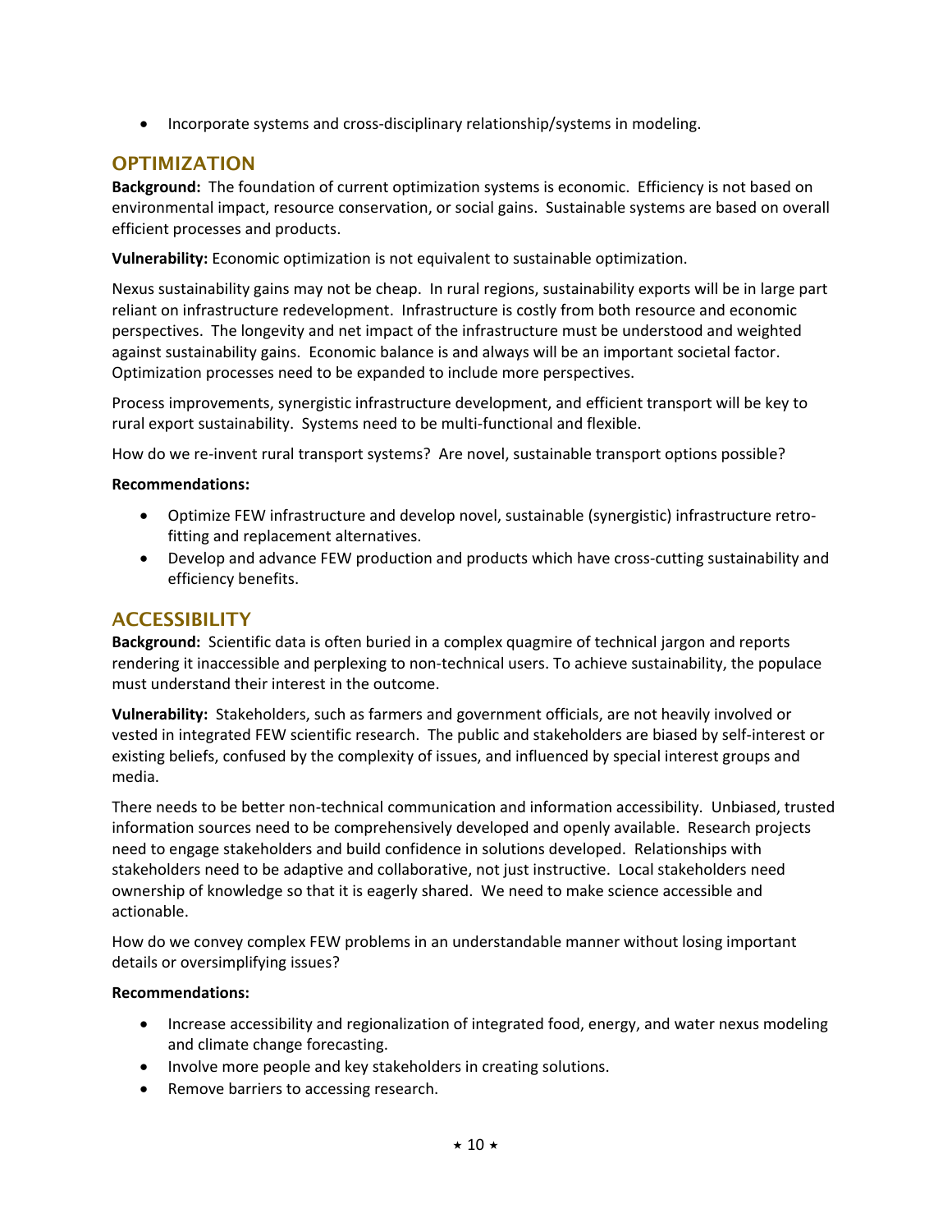- Incorporate systems and cross-disciplinary relationship/systems in modeling.

## OPTIMIZATION

**Background:** The foundation of current optimization systems is economic. Efficiency is not based on environmental impact, resource conservation, or social gains. Sustainable systems are based on overall efficient processes and products.

**Vulnerability:** Economic optimization is not equivalent to sustainable optimization.

Nexus sustainability gains may not be cheap. In rural regions, sustainability exports will be in large part reliant on infrastructure redevelopment. Infrastructure is costly from both resource and economic perspectives. The longevity and net impact of the infrastructure must be understood and weighted against sustainability gains. Economic balance is and always will be an important societal factor. Optimization processes need to be expanded to include more perspectives.

Process improvements, synergistic infrastructure development, and efficient transport will be key to rural export sustainability. Systems need to be multi-functional and flexible.

How do we re-invent rural transport systems? Are novel, sustainable transport options possible?

**Recommendations:**

- Optimize FEW infrastructure and develop novel, sustainable (synergistic) infrastructure retro-fitting and replacement alternatives.
- Develop and advance FEW production and products which have cross-cutting sustainability and efficiency benefits.

## ACCESSIBILITY

**Background:** Scientific data is often buried in a complex quagmire of technical jargon and reports rendering it inaccessible and perplexing to non-technical users. To achieve sustainability, the populace must understand their interest in the outcome.

**Vulnerability:** Stakeholders, such as farmers and government officials, are not heavily involved or vested in integrated FEW scientific research. The public and stakeholders are biased by self-interest or existing beliefs, confused by the complexity of issues, and influenced by special interest groups and media.

There needs to be better non-technical communication and information accessibility. Unbiased, trusted information sources need to be comprehensively developed and openly available. Research projects need to engage stakeholders and build confidence in solutions developed. Relationships with stakeholders need to be adaptive and collaborative, not just instructive. Local stakeholders need ownership of knowledge so that it is eagerly shared. We need to make science accessible and actionable.

How do we convey complex FEW problems in an understandable manner without losing important details or oversimplifying issues?

**Recommendations:**

- Increase accessibility and regionalization of integrated food, energy, and water nexus modeling and climate change forecasting.
- Involve more people and key stakeholders in creating solutions.
- Remove barriers to accessing research.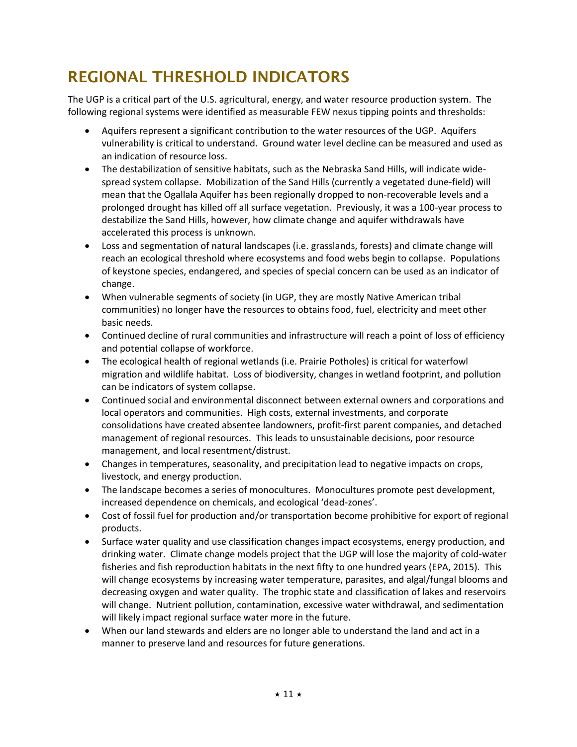## REGIONAL THRESHOLD INDICATORS

The UGP is a critical part of the U.S. agricultural, energy, and water resource production system. The following regional systems were identified as measurable FEW nexus tipping points and thresholds:

- Aquifers represent a significant contribution to the water resources of the UGP. Aquifers vulnerability is critical to understand. Ground water level decline can be measured and used as an indication of resource loss.
- The destabilization of sensitive habitats, such as the Nebraska Sand Hills, will indicate wide-spread system collapse. Mobilization of the Sand Hills (currently a vegetated dune-field) will mean that the Ogallala Aquifer has been regionally dropped to non-recoverable levels and a prolonged drought has killed off all surface vegetation. Previously, it was a 100-year process to destabilize the Sand Hills, however, how climate change and aquifer withdrawals have accelerated this process is unknown.
- Loss and segmentation of natural landscapes (i.e. grasslands, forests) and climate change will reach an ecological threshold where ecosystems and food webs begin to collapse. Populations of keystone species, endangered, and species of special concern can be used as an indicator of change.
- When vulnerable segments of society (in UGP, they are mostly Native American tribal communities) no longer have the resources to obtains food, fuel, electricity and meet other basic needs.
- Continued decline of rural communities and infrastructure will reach a point of loss of efficiency and potential collapse of workforce.
- The ecological health of regional wetlands (i.e. Prairie Potholes) is critical for waterfowl migration and wildlife habitat. Loss of biodiversity, changes in wetland footprint, and pollution can be indicators of system collapse.
- Continued social and environmental disconnect between external owners and corporations and local operators and communities. High costs, external investments, and corporate consolidations have created absentee landowners, profit-first parent companies, and detached management of regional resources. This leads to unsustainable decisions, poor resource management, and local resentment/distrust.
- Changes in temperatures, seasonality, and precipitation lead to negative impacts on crops, livestock, and energy production.
- The landscape becomes a series of monocultures. Monocultures promote pest development, increased dependence on chemicals, and ecological 'dead-zones'.
- Cost of fossil fuel for production and/or transportation become prohibitive for export of regional products.
- Surface water quality and use classification changes impact ecosystems, energy production, and drinking water. Climate change models project that the UGP will lose the majority of cold-water fisheries and fish reproduction habitats in the next fifty to one hundred years (EPA, 2015). This will change ecosystems by increasing water temperature, parasites, and algal/fungal blooms and decreasing oxygen and water quality. The trophic state and classification of lakes and reservoirs will change. Nutrient pollution, contamination, excessive water withdrawal, and sedimentation will likely impact regional surface water more in the future.
- When our land stewards and elders are no longer able to understand the land and act in a manner to preserve land and resources for future generations.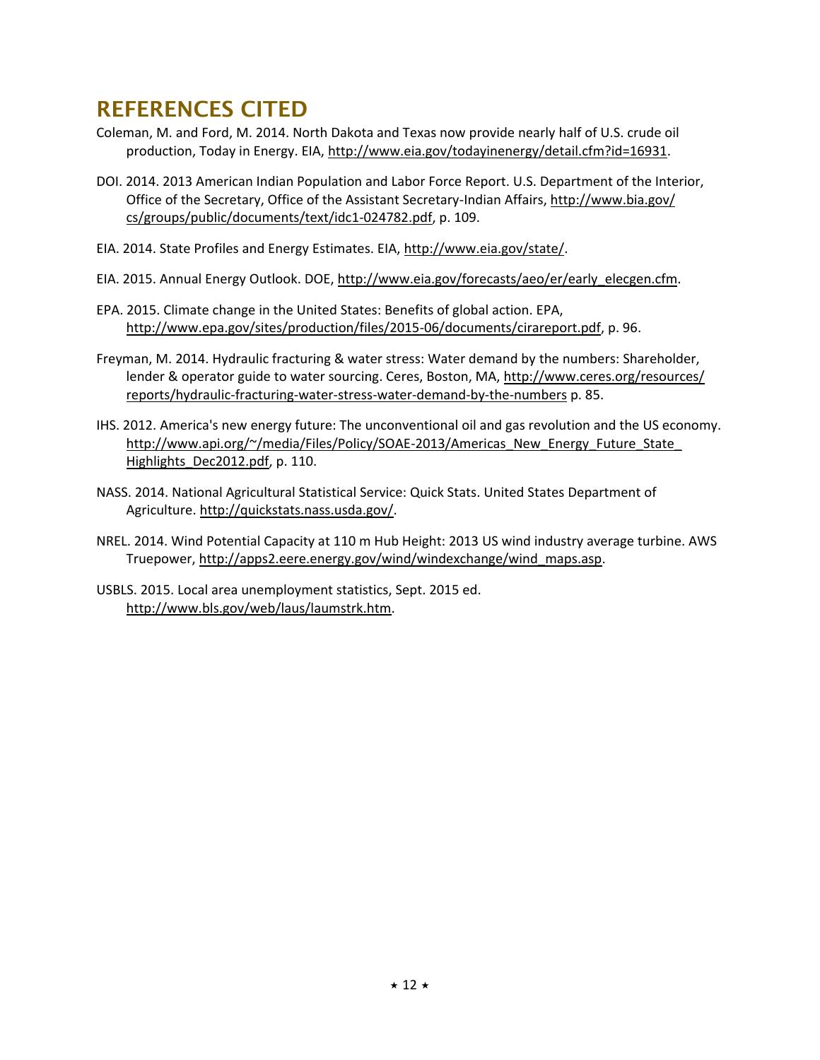## REFERENCES CITED

Coleman, M. and Ford, M. 2014. North Dakota and Texas now provide nearly half of U.S. crude oil production, Today in Energy. EIA, http://www.eia.gov/todayinenergy/detail.cfm?id=16931.

DOI. 2014. 2013 American Indian Population and Labor Force Report. U.S. Department of the Interior, Office of the Secretary, Office of the Assistant Secretary-Indian Affairs, http://www.bia.gov/cs/groups/public/documents/text/idc1-024782.pdf, p. 109.

EIA. 2014. State Profiles and Energy Estimates. EIA, http://www.eia.gov/state/.

EIA. 2015. Annual Energy Outlook. DOE, http://www.eia.gov/forecasts/aeo/er/early_elecgen.cfm.

EPA. 2015. Climate change in the United States: Benefits of global action. EPA, http://www.epa.gov/sites/production/files/2015-06/documents/cirareport.pdf, p. 96.

Freyman, M. 2014. Hydraulic fracturing & water stress: Water demand by the numbers: Shareholder, lender & operator guide to water sourcing. Ceres, Boston, MA, http://www.ceres.org/resources/reports/hydraulic-fracturing-water-stress-water-demand-by-the-numbers p. 85.

IHS. 2012. America's new energy future: The unconventional oil and gas revolution and the US economy. http://www.api.org/~/media/Files/Policy/SOAE-2013/Americas_New_Energy_Future_State_Highlights_Dec2012.pdf, p. 110.

NASS. 2014. National Agricultural Statistical Service: Quick Stats. United States Department of Agriculture. http://quickstats.nass.usda.gov/.

NREL. 2014. Wind Potential Capacity at 110 m Hub Height: 2013 US wind industry average turbine. AWS Truepower, http://apps2.eere.energy.gov/wind/windexchange/wind_maps.asp.

USBLS. 2015. Local area unemployment statistics, Sept. 2015 ed. http://www.bls.gov/web/laus/laumstrk.htm.